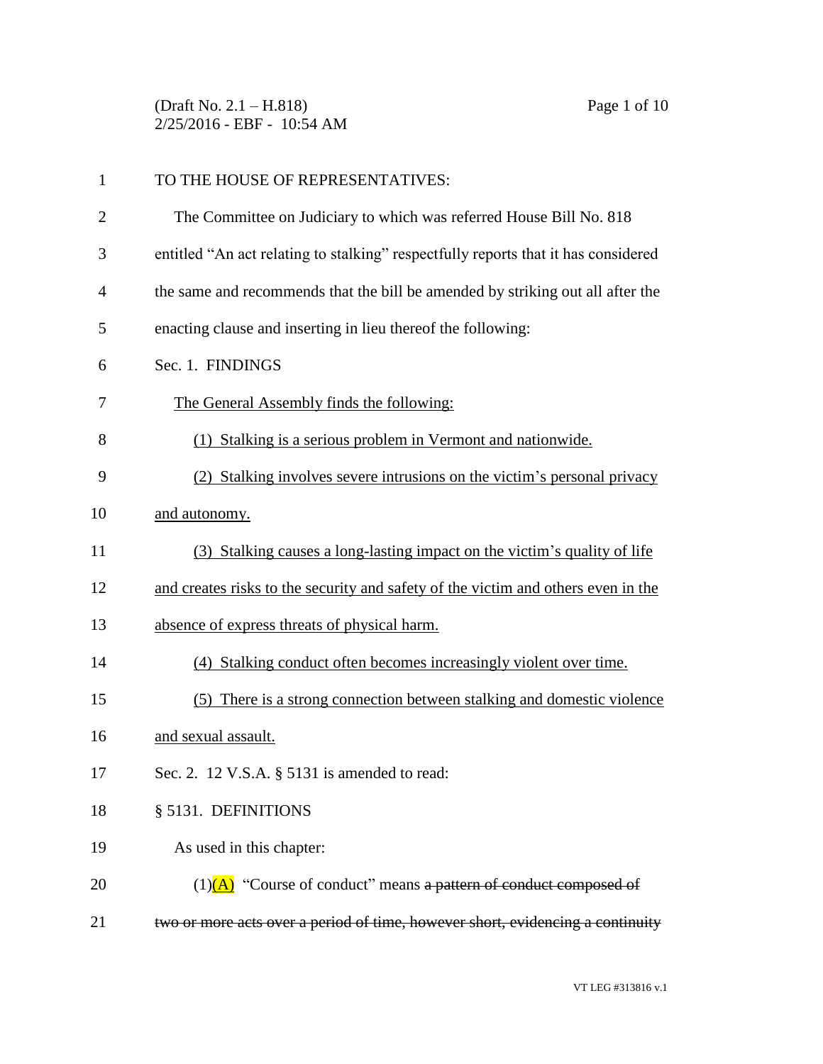TO THE HOUSE OF REPRESENTATIVES:

The Committee on Judiciary to which was referred House Bill No. 818 entitled "An act relating to stalking" respectfully reports that it has considered the same and recommends that the bill be amended by striking out all after the enacting clause and inserting in lieu thereof the following:

Sec. 1. FINDINGS

<u>The General Assembly finds the following:</u>

<u>(1) Stalking is a serious problem in Vermont and nationwide.</u>

<u>(2) Stalking involves severe intrusions on the victim's personal privacy and autonomy.</u>

<u>(3) Stalking causes a long-lasting impact on the victim's quality of life and creates risks to the security and safety of the victim and others even in the absence of express threats of physical harm.</u>

<u>(4) Stalking conduct often becomes increasingly violent over time.</u>

<u>(5) There is a strong connection between stalking and domestic violence and sexual assault.</u>

Sec. 2. 12 V.S.A. § 5131 is amended to read:

§ 5131. DEFINITIONS

As used in this chapter:

(1)<u>(A)</u> "Course of conduct" means ~~a pattern of conduct composed of two or more acts over a period of time, however short, evidencing a continuity~~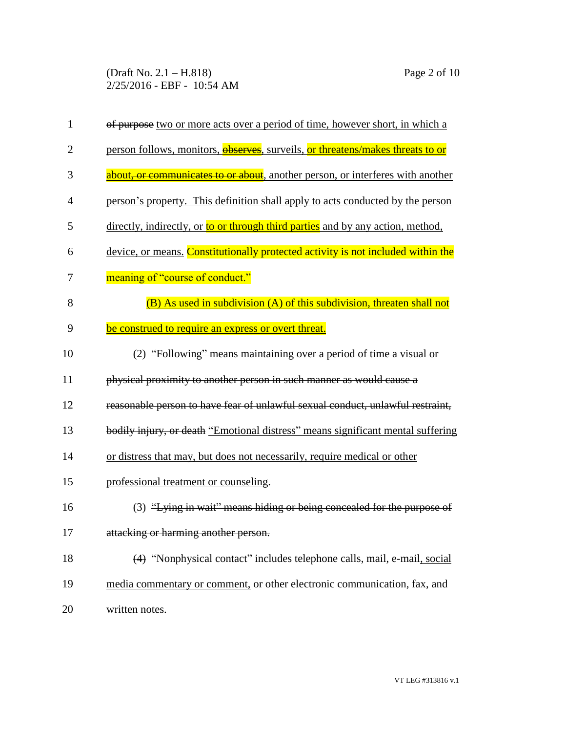~~of purpose~~ two or more acts over a period of time, however short, in which a person follows, monitors, ~~observes~~, surveils, or threatens/makes threats to or about~~, or communicates to or about~~, another person, or interferes with another person's property. This definition shall apply to acts conducted by the person directly, indirectly, or to or through third parties and by any action, method, device, or means. Constitutionally protected activity is not included within the meaning of "course of conduct."

(B) As used in subdivision (A) of this subdivision, threaten shall not be construed to require an express or overt threat.

(2) ~~"Following" means maintaining over a period of time a visual or physical proximity to another person in such manner as would cause a reasonable person to have fear of unlawful sexual conduct, unlawful restraint, bodily injury, or death~~ "Emotional distress" means significant mental suffering or distress that may, but does not necessarily, require medical or other professional treatment or counseling.

(3) ~~"Lying in wait" means hiding or being concealed for the purpose of attacking or harming another person.~~

~~(4)~~ "Nonphysical contact" includes telephone calls, mail, e-mail, social media commentary or comment, or other electronic communication, fax, and written notes.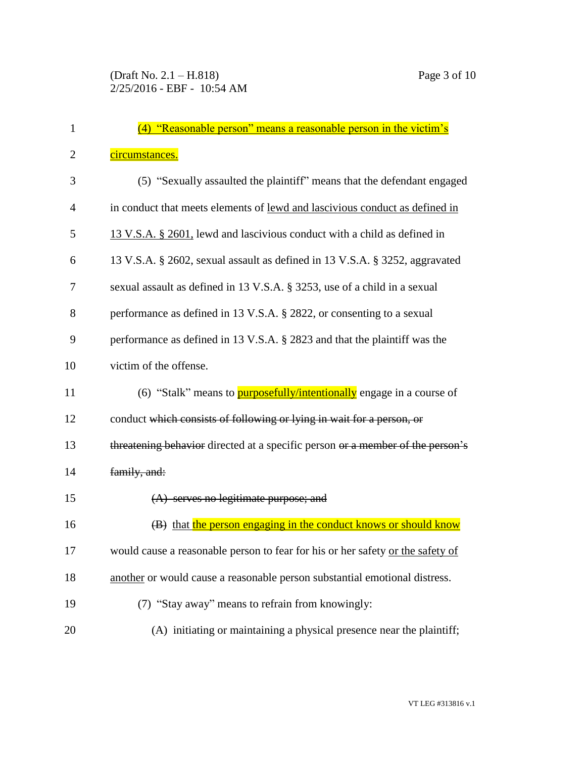(4) "Reasonable person" means a reasonable person in the victim's circumstances.

(5) "Sexually assaulted the plaintiff" means that the defendant engaged in conduct that meets elements of lewd and lascivious conduct as defined in 13 V.S.A. § 2601, lewd and lascivious conduct with a child as defined in 13 V.S.A. § 2602, sexual assault as defined in 13 V.S.A. § 3252, aggravated sexual assault as defined in 13 V.S.A. § 3253, use of a child in a sexual performance as defined in 13 V.S.A. § 2822, or consenting to a sexual performance as defined in 13 V.S.A. § 2823 and that the plaintiff was the victim of the offense.

(6) "Stalk" means to purposefully/intentionally engage in a course of conduct ~~which consists of following or lying in wait for a person, or threatening behavior~~ directed at a specific person ~~or a member of the person's family, and:~~

~~(A) serves no legitimate purpose; and~~

~~(B)~~ that the person engaging in the conduct knows or should know would cause a reasonable person to fear for his or her safety or the safety of another or would cause a reasonable person substantial emotional distress.

(7) "Stay away" means to refrain from knowingly:

(A) initiating or maintaining a physical presence near the plaintiff;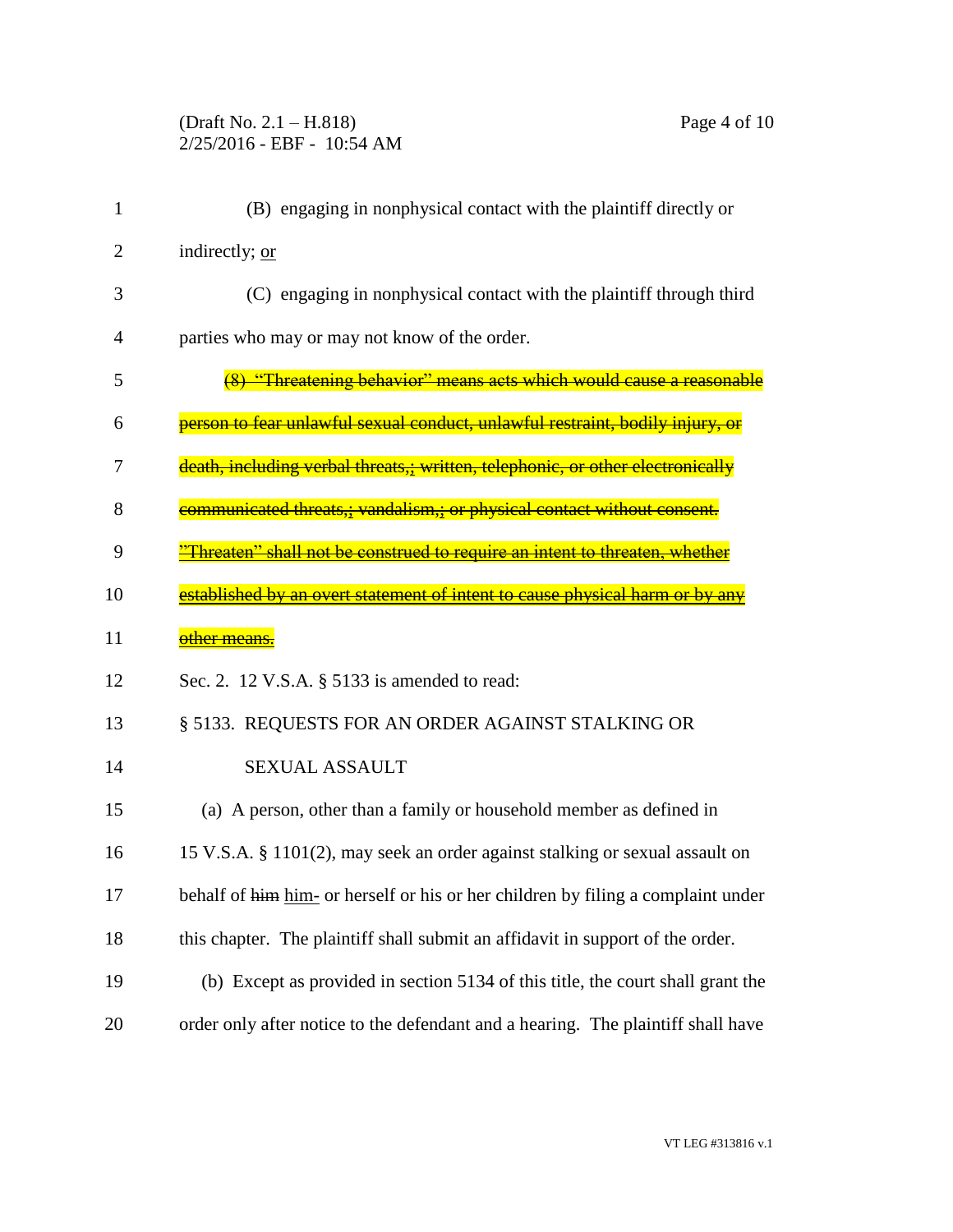(B) engaging in nonphysical contact with the plaintiff directly or indirectly; <u>or</u>

(C) engaging in nonphysical contact with the plaintiff through third parties who may or may not know of the order.

~~(8) "Threatening behavior" means acts which would cause a reasonable person to fear unlawful sexual conduct, unlawful restraint, bodily injury, or death, including verbal threats,; written, telephonic, or other electronically communicated threats,; vandalism,; or physical contact without consent. "Threaten" shall not be construed to require an intent to threaten, whether established by an overt statement of intent to cause physical harm or by any other means.~~

Sec. 2. 12 V.S.A. § 5133 is amended to read:

§ 5133. REQUESTS FOR AN ORDER AGAINST STALKING OR SEXUAL ASSAULT

(a) A person, other than a family or household member as defined in 15 V.S.A. § 1101(2), may seek an order against stalking or sexual assault on behalf of ~~him~~ <u>him-</u> or herself or his or her children by filing a complaint under this chapter. The plaintiff shall submit an affidavit in support of the order.

(b) Except as provided in section 5134 of this title, the court shall grant the order only after notice to the defendant and a hearing. The plaintiff shall have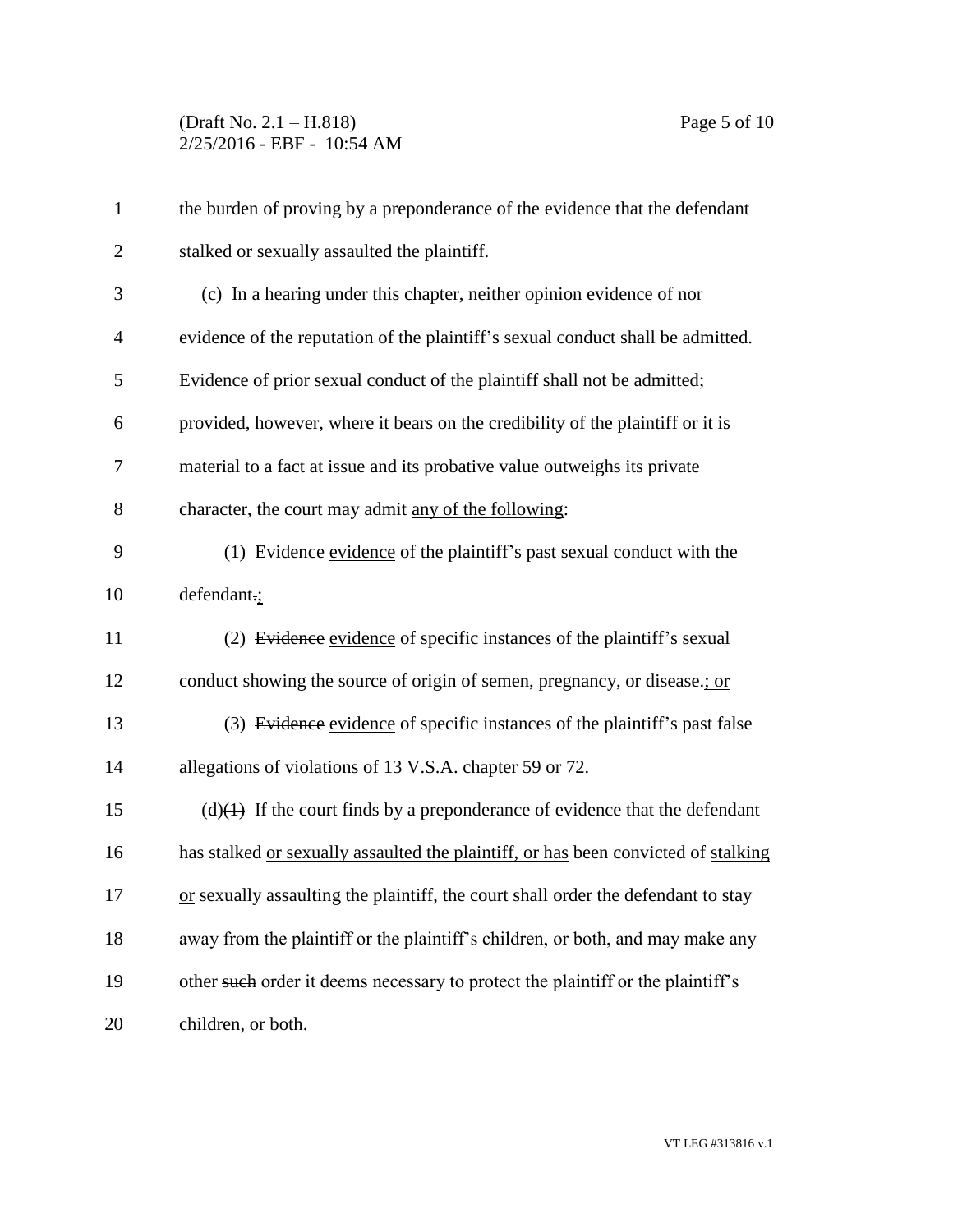the burden of proving by a preponderance of the evidence that the defendant stalked or sexually assaulted the plaintiff.

(c) In a hearing under this chapter, neither opinion evidence of nor evidence of the reputation of the plaintiff's sexual conduct shall be admitted. Evidence of prior sexual conduct of the plaintiff shall not be admitted; provided, however, where it bears on the credibility of the plaintiff or it is material to a fact at issue and its probative value outweighs its private character, the court may admit <u>any of the following</u>:

(1) ~~Evidence~~ <u>evidence</u> of the plaintiff's past sexual conduct with the defendant~~.~~<u>;</u>

(2) ~~Evidence~~ <u>evidence</u> of specific instances of the plaintiff's sexual conduct showing the source of origin of semen, pregnancy, or disease~~.~~<u>; or</u>

(3) ~~Evidence~~ <u>evidence</u> of specific instances of the plaintiff's past false allegations of violations of 13 V.S.A. chapter 59 or 72.

(d)~~(1)~~ If the court finds by a preponderance of evidence that the defendant has stalked <u>or sexually assaulted the plaintiff, or has</u> been convicted of <u>stalking or</u> sexually assaulting the plaintiff, the court shall order the defendant to stay away from the plaintiff or the plaintiff's children, or both, and may make any other ~~such~~ order it deems necessary to protect the plaintiff or the plaintiff's children, or both.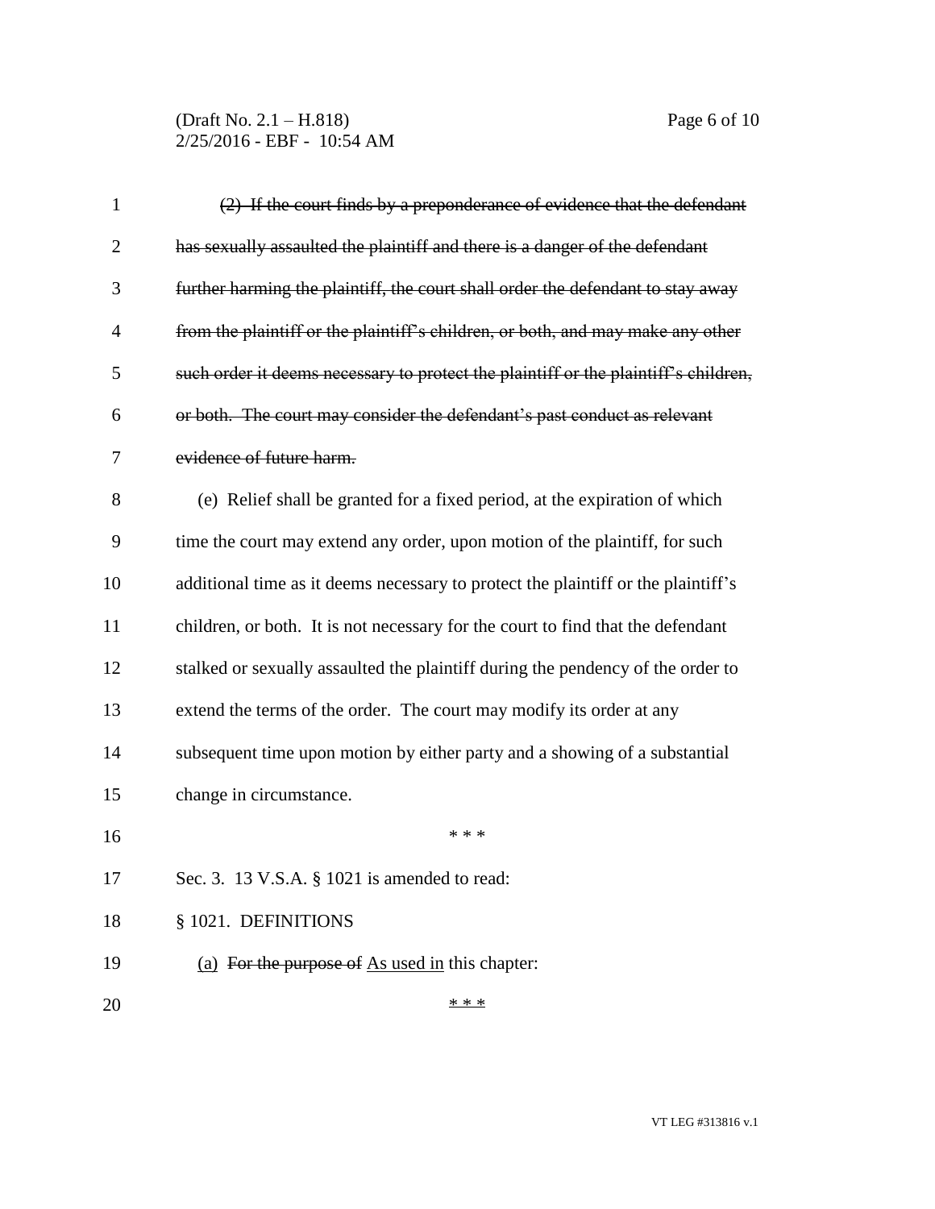~~(2) If the court finds by a preponderance of evidence that the defendant has sexually assaulted the plaintiff and there is a danger of the defendant further harming the plaintiff, the court shall order the defendant to stay away from the plaintiff or the plaintiff's children, or both, and may make any other such order it deems necessary to protect the plaintiff or the plaintiff's children, or both. The court may consider the defendant's past conduct as relevant evidence of future harm.~~

(e) Relief shall be granted for a fixed period, at the expiration of which time the court may extend any order, upon motion of the plaintiff, for such additional time as it deems necessary to protect the plaintiff or the plaintiff's children, or both. It is not necessary for the court to find that the defendant stalked or sexually assaulted the plaintiff during the pendency of the order to extend the terms of the order. The court may modify its order at any subsequent time upon motion by either party and a showing of a substantial change in circumstance.

\* \* \*

Sec. 3. 13 V.S.A. § 1021 is amended to read:

§ 1021. DEFINITIONS

<u>(a)</u> ~~For the purpose of~~ <u>As used in</u> this chapter:

<u>\* \* \*</u>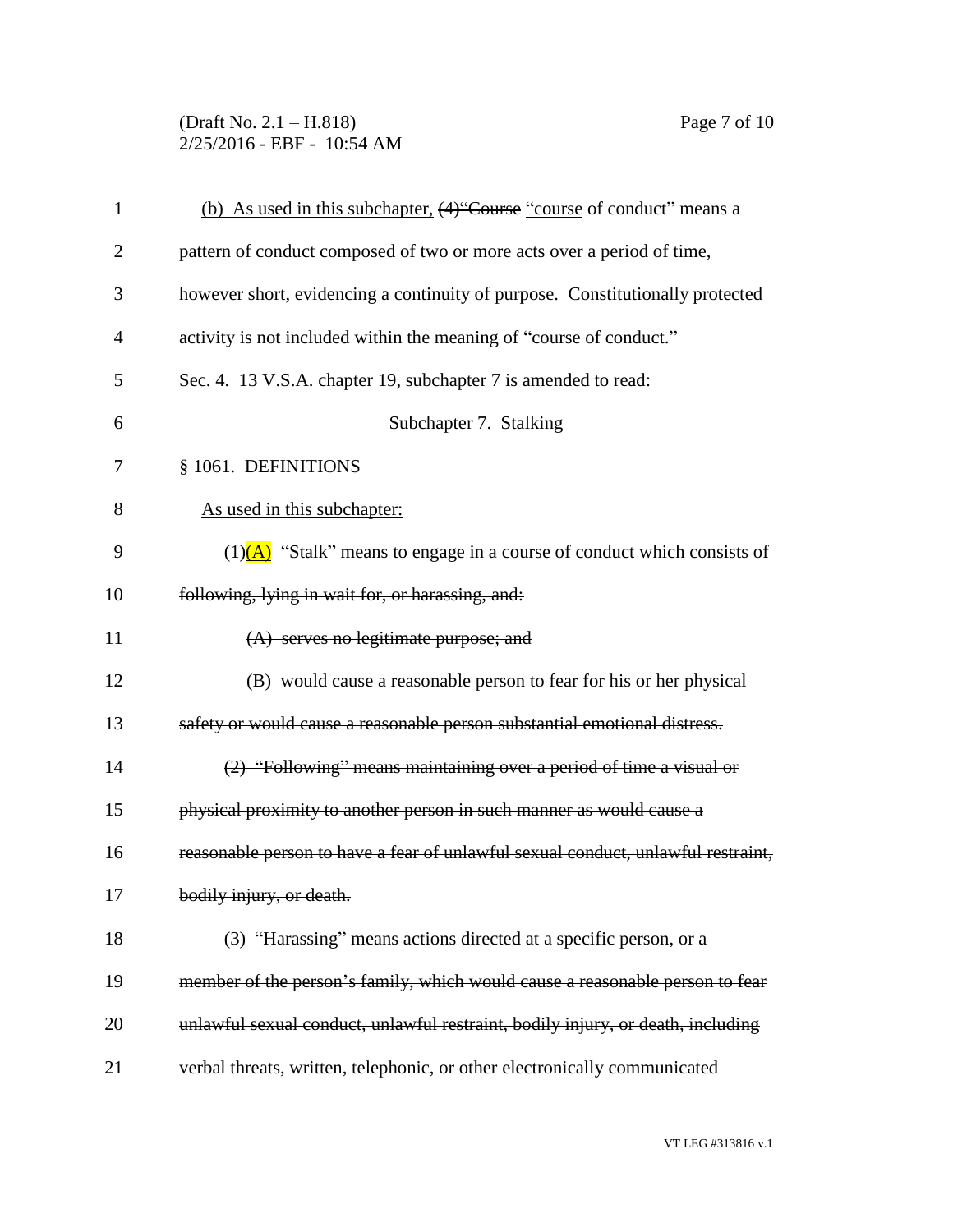(b) As used in this subchapter, ~~(4)"Course~~ "course of conduct" means a pattern of conduct composed of two or more acts over a period of time, however short, evidencing a continuity of purpose. Constitutionally protected activity is not included within the meaning of "course of conduct."

Sec. 4. 13 V.S.A. chapter 19, subchapter 7 is amended to read:

Subchapter 7. Stalking

§ 1061. DEFINITIONS

As used in this subchapter:

(1)(A) ~~"Stalk" means to engage in a course of conduct which consists of following, lying in wait for, or harassing, and:~~

~~(A) serves no legitimate purpose; and~~

~~(B) would cause a reasonable person to fear for his or her physical safety or would cause a reasonable person substantial emotional distress.~~

~~(2) "Following" means maintaining over a period of time a visual or physical proximity to another person in such manner as would cause a reasonable person to have a fear of unlawful sexual conduct, unlawful restraint, bodily injury, or death.~~

~~(3) "Harassing" means actions directed at a specific person, or a member of the person's family, which would cause a reasonable person to fear unlawful sexual conduct, unlawful restraint, bodily injury, or death, including verbal threats, written, telephonic, or other electronically communicated~~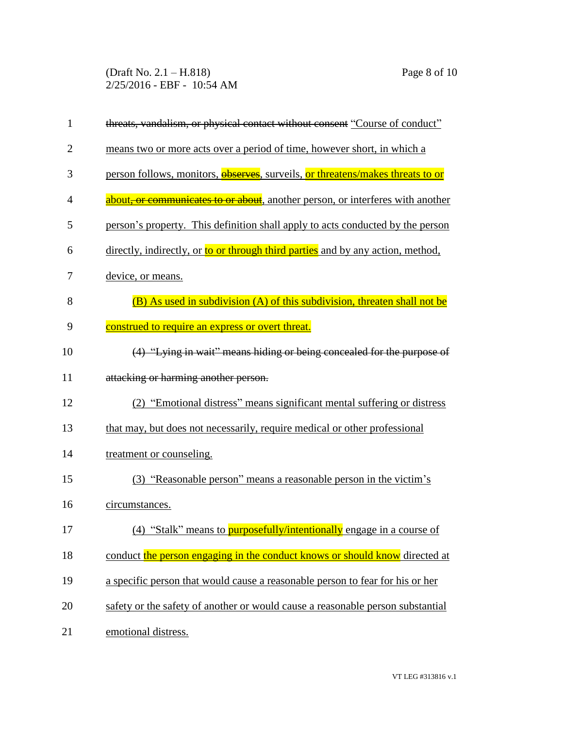~~threats, vandalism, or physical contact without consent~~ <u>"Course of conduct" means two or more acts over a period of time, however short, in which a person follows, monitors, ~~observes~~, surveils, or threatens/makes threats to or about~~, or communicates to or about~~, another person, or interferes with another person's property. This definition shall apply to acts conducted by the person directly, indirectly, or to or through third parties and by any action, method, device, or means.</u>

<u>(B) As used in subdivision (A) of this subdivision, threaten shall not be construed to require an express or overt threat.</u>

~~(4) "Lying in wait" means hiding or being concealed for the purpose of attacking or harming another person.~~

<u>(2) "Emotional distress" means significant mental suffering or distress that may, but does not necessarily, require medical or other professional treatment or counseling.</u>

<u>(3) "Reasonable person" means a reasonable person in the victim's circumstances.</u>

<u>(4) "Stalk" means to purposefully/intentionally engage in a course of conduct the person engaging in the conduct knows or should know directed at a specific person that would cause a reasonable person to fear for his or her safety or the safety of another or would cause a reasonable person substantial emotional distress.</u>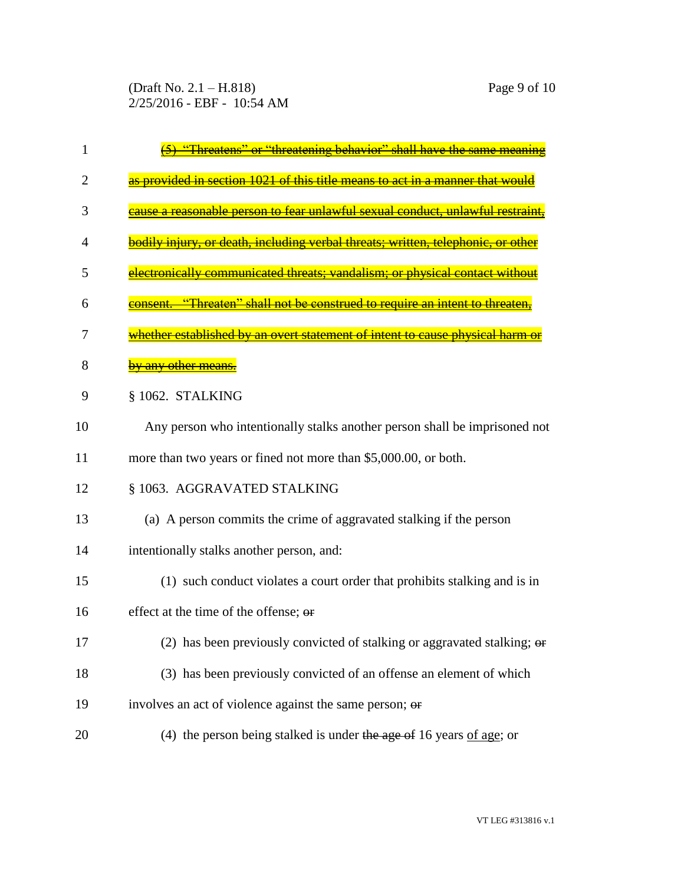~~(5) "Threatens" or "threatening behavior" shall have the same meaning as provided in section 1021 of this title means to act in a manner that would cause a reasonable person to fear unlawful sexual conduct, unlawful restraint, bodily injury, or death, including verbal threats; written, telephonic, or other electronically communicated threats; vandalism; or physical contact without consent. "Threaten" shall not be construed to require an intent to threaten, whether established by an overt statement of intent to cause physical harm or by any other means.~~

§ 1062. STALKING

Any person who intentionally stalks another person shall be imprisoned not more than two years or fined not more than $5,000.00, or both.

§ 1063. AGGRAVATED STALKING

(a) A person commits the crime of aggravated stalking if the person intentionally stalks another person, and:

(1) such conduct violates a court order that prohibits stalking and is in effect at the time of the offense; ~~or~~

(2) has been previously convicted of stalking or aggravated stalking; ~~or~~

(3) has been previously convicted of an offense an element of which involves an act of violence against the same person; ~~or~~

(4) the person being stalked is under ~~the age of~~ 16 years <u>of age</u>; or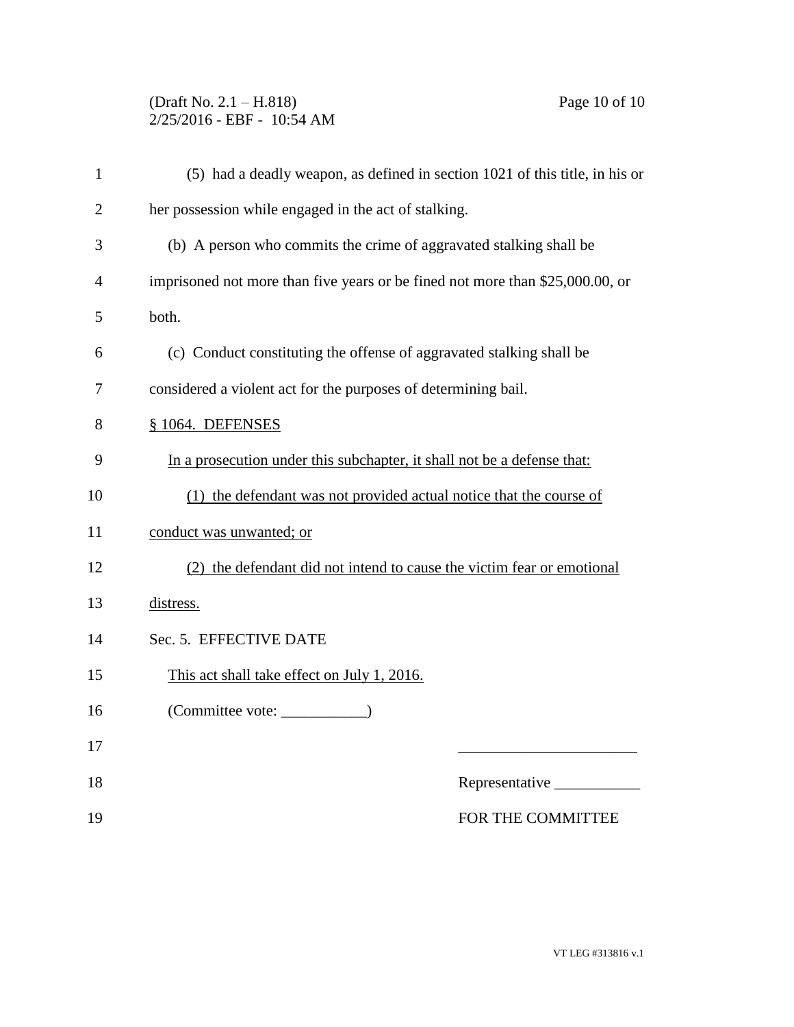(5) had a deadly weapon, as defined in section 1021 of this title, in his or her possession while engaged in the act of stalking.

(b) A person who commits the crime of aggravated stalking shall be imprisoned not more than five years or be fined not more than $25,000.00, or both.

(c) Conduct constituting the offense of aggravated stalking shall be considered a violent act for the purposes of determining bail.

§ 1064. DEFENSES

In a prosecution under this subchapter, it shall not be a defense that:

(1) the defendant was not provided actual notice that the course of conduct was unwanted; or

(2) the defendant did not intend to cause the victim fear or emotional distress.

Sec. 5. EFFECTIVE DATE

This act shall take effect on July 1, 2016.

(Committee vote: ___________)

_______________________

Representative ___________

FOR THE COMMITTEE